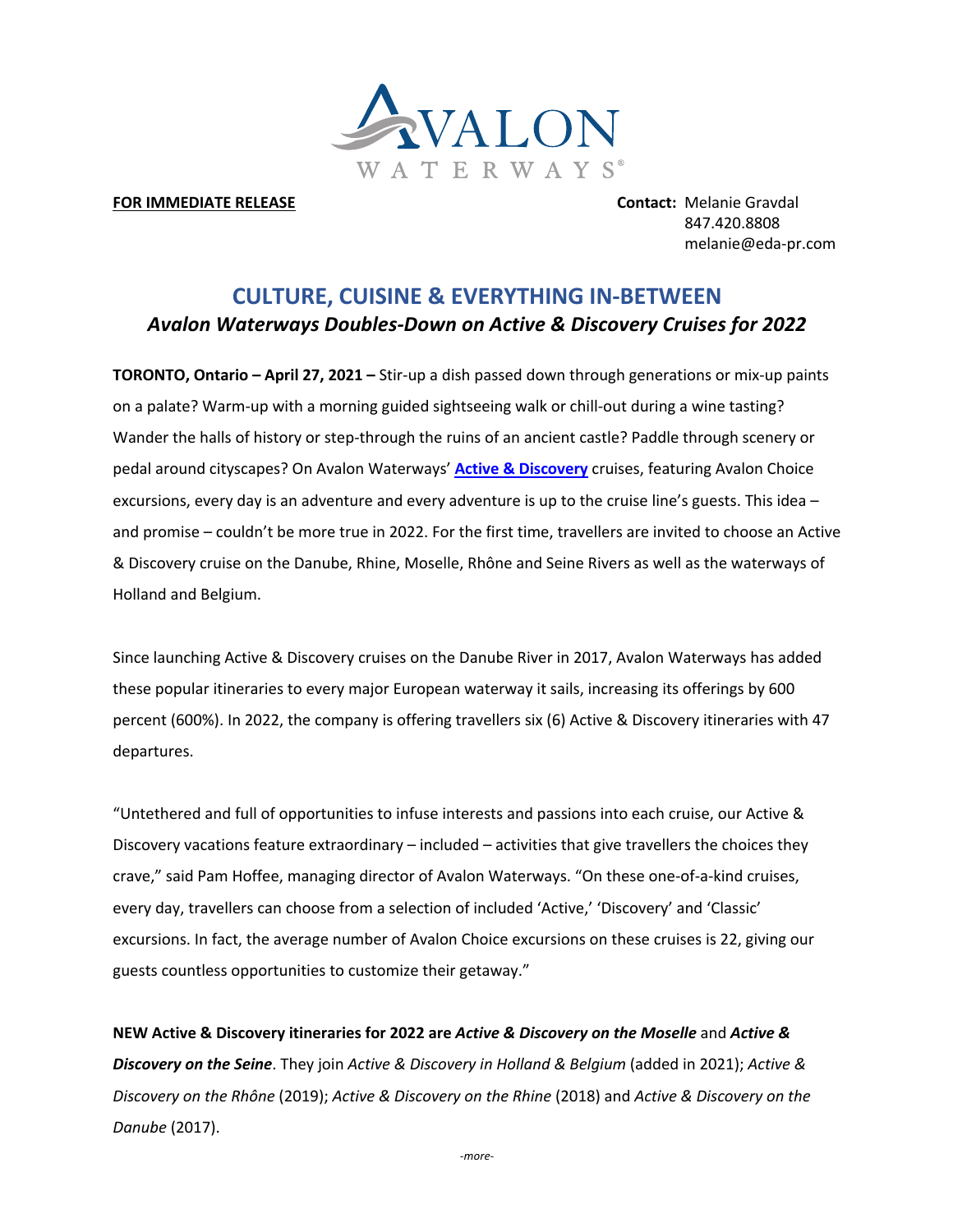AVALON WATERWAYS®

**FOR IMMEDIATE RELEASE**

**Contact:** Melanie Gravdal
847.420.8808
melanie@eda-pr.com

# CULTURE, CUISINE & EVERYTHING IN-BETWEEN

## *Avalon Waterways Doubles-Down on Active & Discovery Cruises for 2022*

**TORONTO, Ontario – April 27, 2021 –** Stir-up a dish passed down through generations or mix-up paints on a palate? Warm-up with a morning guided sightseeing walk or chill-out during a wine tasting? Wander the halls of history or step-through the ruins of an ancient castle? Paddle through scenery or pedal around cityscapes? On Avalon Waterways' **Active & Discovery** cruises, featuring Avalon Choice excursions, every day is an adventure and every adventure is up to the cruise line's guests. This idea – and promise – couldn't be more true in 2022. For the first time, travellers are invited to choose an Active & Discovery cruise on the Danube, Rhine, Moselle, Rhône and Seine Rivers as well as the waterways of Holland and Belgium.

Since launching Active & Discovery cruises on the Danube River in 2017, Avalon Waterways has added these popular itineraries to every major European waterway it sails, increasing its offerings by 600 percent (600%). In 2022, the company is offering travellers six (6) Active & Discovery itineraries with 47 departures.

"Untethered and full of opportunities to infuse interests and passions into each cruise, our Active & Discovery vacations feature extraordinary – included – activities that give travellers the choices they crave," said Pam Hoffee, managing director of Avalon Waterways. "On these one-of-a-kind cruises, every day, travellers can choose from a selection of included 'Active,' 'Discovery' and 'Classic' excursions. In fact, the average number of Avalon Choice excursions on these cruises is 22, giving our guests countless opportunities to customize their getaway."

**NEW Active & Discovery itineraries for 2022 are *Active & Discovery on the Moselle* and *Active & Discovery on the Seine*.** They join *Active & Discovery in Holland & Belgium* (added in 2021); *Active & Discovery on the Rhône* (2019); *Active & Discovery on the Rhine* (2018) and *Active & Discovery on the Danube* (2017).

*-more-*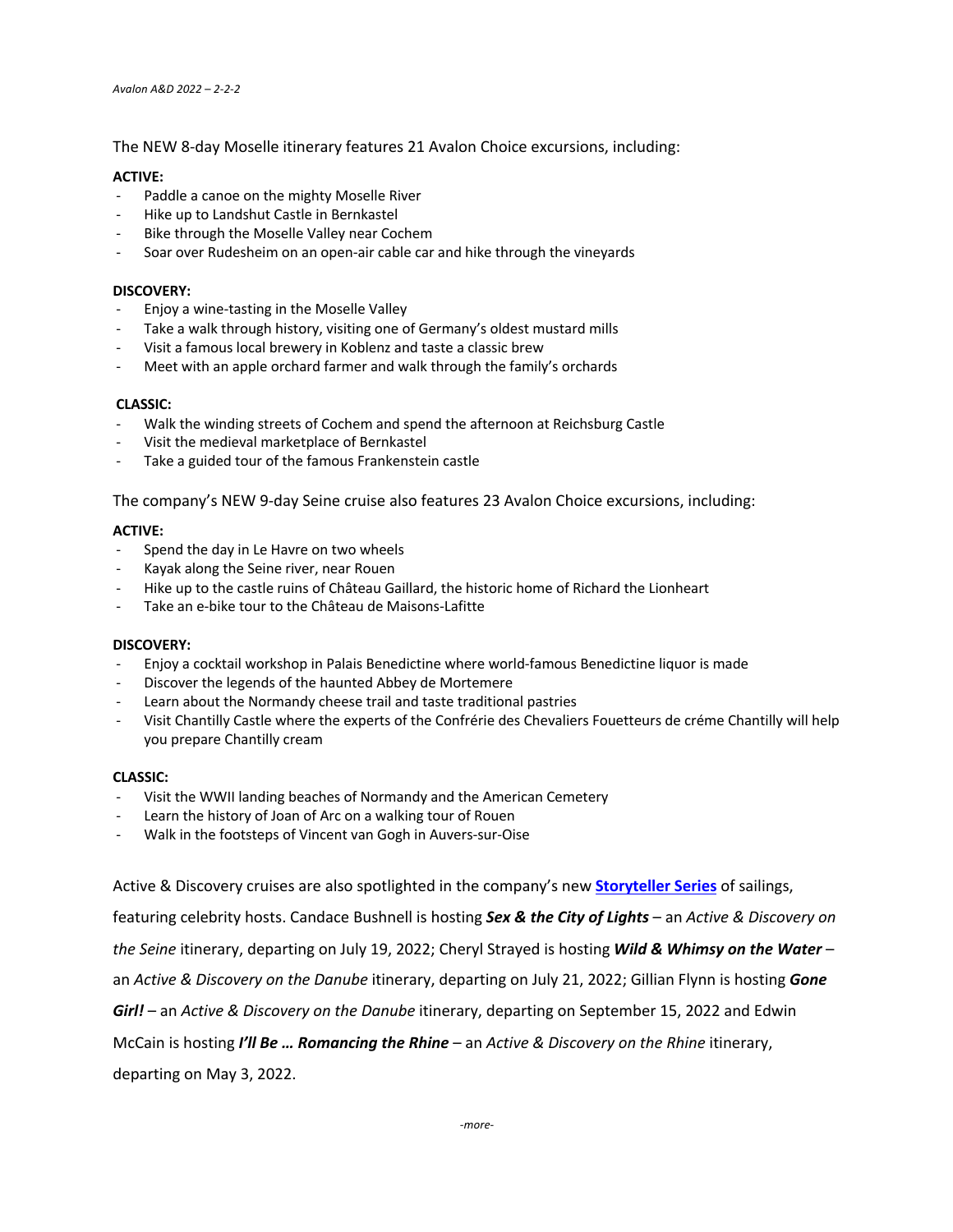The NEW 8-day Moselle itinerary features 21 Avalon Choice excursions, including:

**ACTIVE:**

- Paddle a canoe on the mighty Moselle River
- Hike up to Landshut Castle in Bernkastel
- Bike through the Moselle Valley near Cochem
- Soar over Rudesheim on an open-air cable car and hike through the vineyards

**DISCOVERY:**

- Enjoy a wine-tasting in the Moselle Valley
- Take a walk through history, visiting one of Germany's oldest mustard mills
- Visit a famous local brewery in Koblenz and taste a classic brew
- Meet with an apple orchard farmer and walk through the family's orchards

**CLASSIC:**

- Walk the winding streets of Cochem and spend the afternoon at Reichsburg Castle
- Visit the medieval marketplace of Bernkastel
- Take a guided tour of the famous Frankenstein castle

The company's NEW 9-day Seine cruise also features 23 Avalon Choice excursions, including:

**ACTIVE:**

- Spend the day in Le Havre on two wheels
- Kayak along the Seine river, near Rouen
- Hike up to the castle ruins of Château Gaillard, the historic home of Richard the Lionheart
- Take an e-bike tour to the Château de Maisons-Lafitte

**DISCOVERY:**

- Enjoy a cocktail workshop in Palais Benedictine where world-famous Benedictine liquor is made
- Discover the legends of the haunted Abbey de Mortemere
- Learn about the Normandy cheese trail and taste traditional pastries
- Visit Chantilly Castle where the experts of the Confrérie des Chevaliers Fouetteurs de créme Chantilly will help you prepare Chantilly cream

**CLASSIC:**

- Visit the WWII landing beaches of Normandy and the American Cemetery
- Learn the history of Joan of Arc on a walking tour of Rouen
- Walk in the footsteps of Vincent van Gogh in Auvers-sur-Oise

Active & Discovery cruises are also spotlighted in the company's new **Storyteller Series** of sailings, featuring celebrity hosts. Candace Bushnell is hosting ***Sex & the City of Lights*** – an *Active & Discovery on the Seine* itinerary, departing on July 19, 2022; Cheryl Strayed is hosting ***Wild & Whimsy on the Water*** – an *Active & Discovery on the Danube* itinerary, departing on July 21, 2022; Gillian Flynn is hosting ***Gone Girl!*** – an *Active & Discovery on the Danube* itinerary, departing on September 15, 2022 and Edwin McCain is hosting ***I'll Be … Romancing the Rhine*** – an *Active & Discovery on the Rhine* itinerary, departing on May 3, 2022.

*-more-*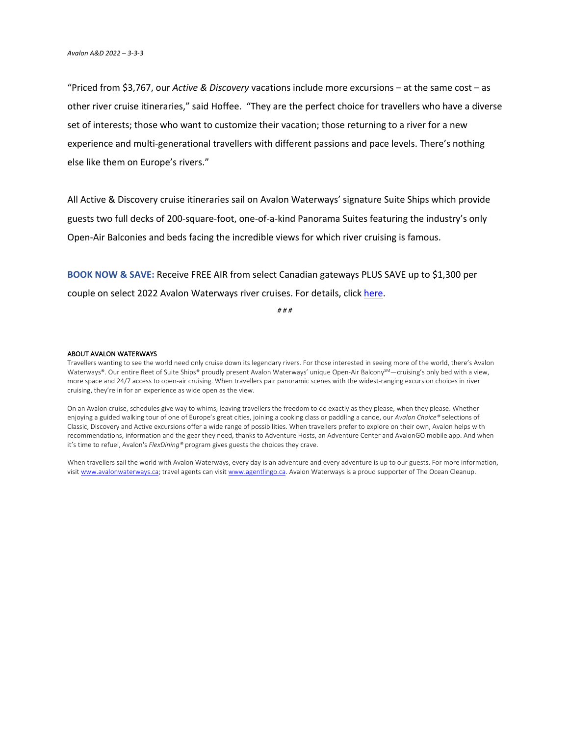"Priced from $3,767, our *Active & Discovery* vacations include more excursions – at the same cost – as other river cruise itineraries," said Hoffee. "They are the perfect choice for travellers who have a diverse set of interests; those who want to customize their vacation; those returning to a river for a new experience and multi-generational travellers with different passions and pace levels. There's nothing else like them on Europe's rivers."

All Active & Discovery cruise itineraries sail on Avalon Waterways' signature Suite Ships which provide guests two full decks of 200-square-foot, one-of-a-kind Panorama Suites featuring the industry's only Open-Air Balconies and beds facing the incredible views for which river cruising is famous.

**BOOK NOW & SAVE:** Receive FREE AIR from select Canadian gateways PLUS SAVE up to $1,300 per couple on select 2022 Avalon Waterways river cruises. For details, click here.

*# # #*

**ABOUT AVALON WATERWAYS**

Travellers wanting to see the world need only cruise down its legendary rivers. For those interested in seeing more of the world, there's Avalon Waterways®. Our entire fleet of Suite Ships® proudly present Avalon Waterways' unique Open-Air Balcony[SM]—cruising's only bed with a view, more space and 24/7 access to open-air cruising. When travellers pair panoramic scenes with the widest-ranging excursion choices in river cruising, they're in for an experience as wide open as the view.

On an Avalon cruise, schedules give way to whims, leaving travellers the freedom to do exactly as they please, when they please. Whether enjoying a guided walking tour of one of Europe's great cities, joining a cooking class or paddling a canoe, our *Avalon Choice®* selections of Classic, Discovery and Active excursions offer a wide range of possibilities. When travellers prefer to explore on their own, Avalon helps with recommendations, information and the gear they need, thanks to Adventure Hosts, an Adventure Center and AvalonGO mobile app. And when it's time to refuel, Avalon's *FlexDining®* program gives guests the choices they crave.

When travellers sail the world with Avalon Waterways, every day is an adventure and every adventure is up to our guests. For more information, visit www.avalonwaterways.ca; travel agents can visit www.agentlingo.ca. Avalon Waterways is a proud supporter of The Ocean Cleanup.